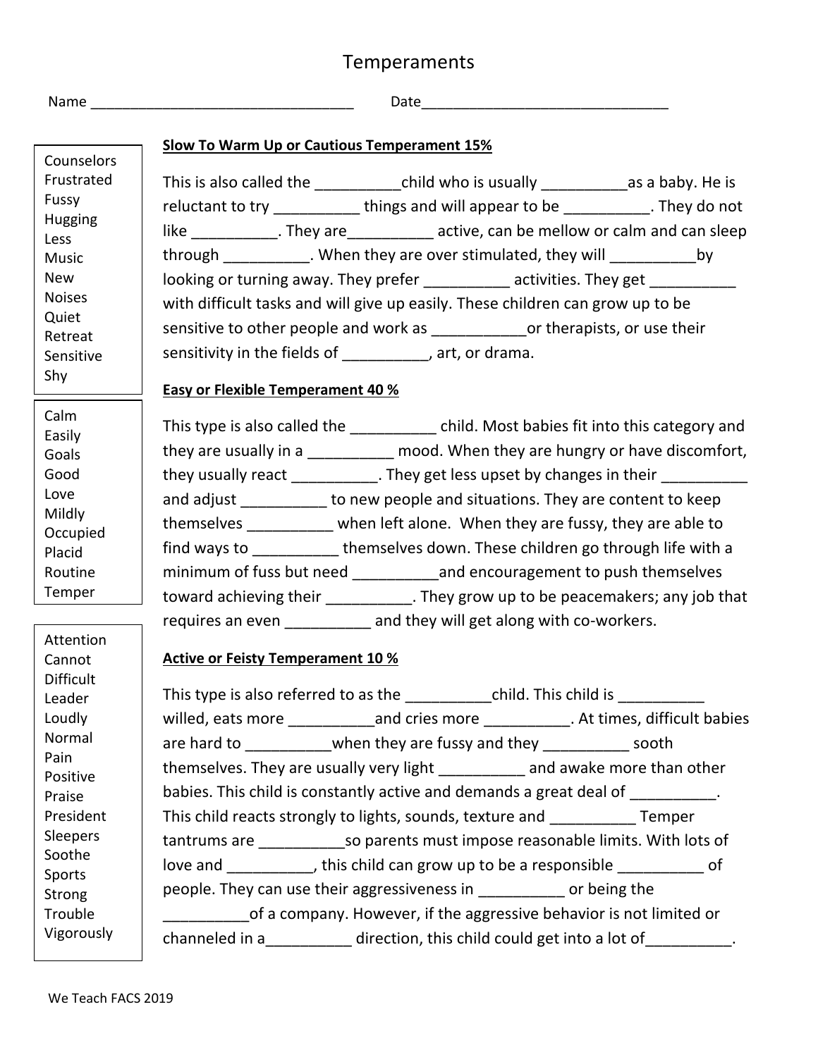# Temperaments

Name ________________________________ Date ______________________________

Counselors
Frustrated
Fussy
Hugging
Less
Music
New
Noises
Quiet
Retreat
Sensitive
Shy

**Slow To Warm Up or Cautious Temperament 15%**

This is also called the __________child who is usually __________as a baby. He is reluctant to try __________ things and will appear to be __________. They do not like __________. They are__________ active, can be mellow or calm and can sleep through __________. When they are over stimulated, they will __________by looking or turning away. They prefer __________ activities. They get __________ with difficult tasks and will give up easily. These children can grow up to be sensitive to other people and work as ___________or therapists, or use their sensitivity in the fields of __________, art, or drama.

Calm
Easily
Goals
Good
Love
Mildly
Occupied
Placid
Routine
Temper

**Easy or Flexible Temperament 40 %**

This type is also called the __________ child. Most babies fit into this category and they are usually in a __________ mood. When they are hungry or have discomfort, they usually react __________. They get less upset by changes in their __________ and adjust __________ to new people and situations. They are content to keep themselves __________ when left alone. When they are fussy, they are able to find ways to __________ themselves down. These children go through life with a minimum of fuss but need __________and encouragement to push themselves toward achieving their __________. They grow up to be peacemakers; any job that requires an even __________ and they will get along with co-workers.

Attention
Cannot
Difficult
Leader
Loudly
Normal
Pain
Positive
Praise
President
Sleepers
Soothe
Sports
Strong
Trouble
Vigorously

**Active or Feisty Temperament 10 %**

This type is also referred to as the __________child. This child is __________ willed, eats more __________and cries more __________. At times, difficult babies are hard to __________when they are fussy and they __________ sooth themselves. They are usually very light __________ and awake more than other babies. This child is constantly active and demands a great deal of __________. This child reacts strongly to lights, sounds, texture and __________ Temper tantrums are __________so parents must impose reasonable limits. With lots of love and __________, this child can grow up to be a responsible __________ of people. They can use their aggressiveness in __________ or being the __________of a company. However, if the aggressive behavior is not limited or channeled in a__________ direction, this child could get into a lot of__________.

We Teach FACS 2019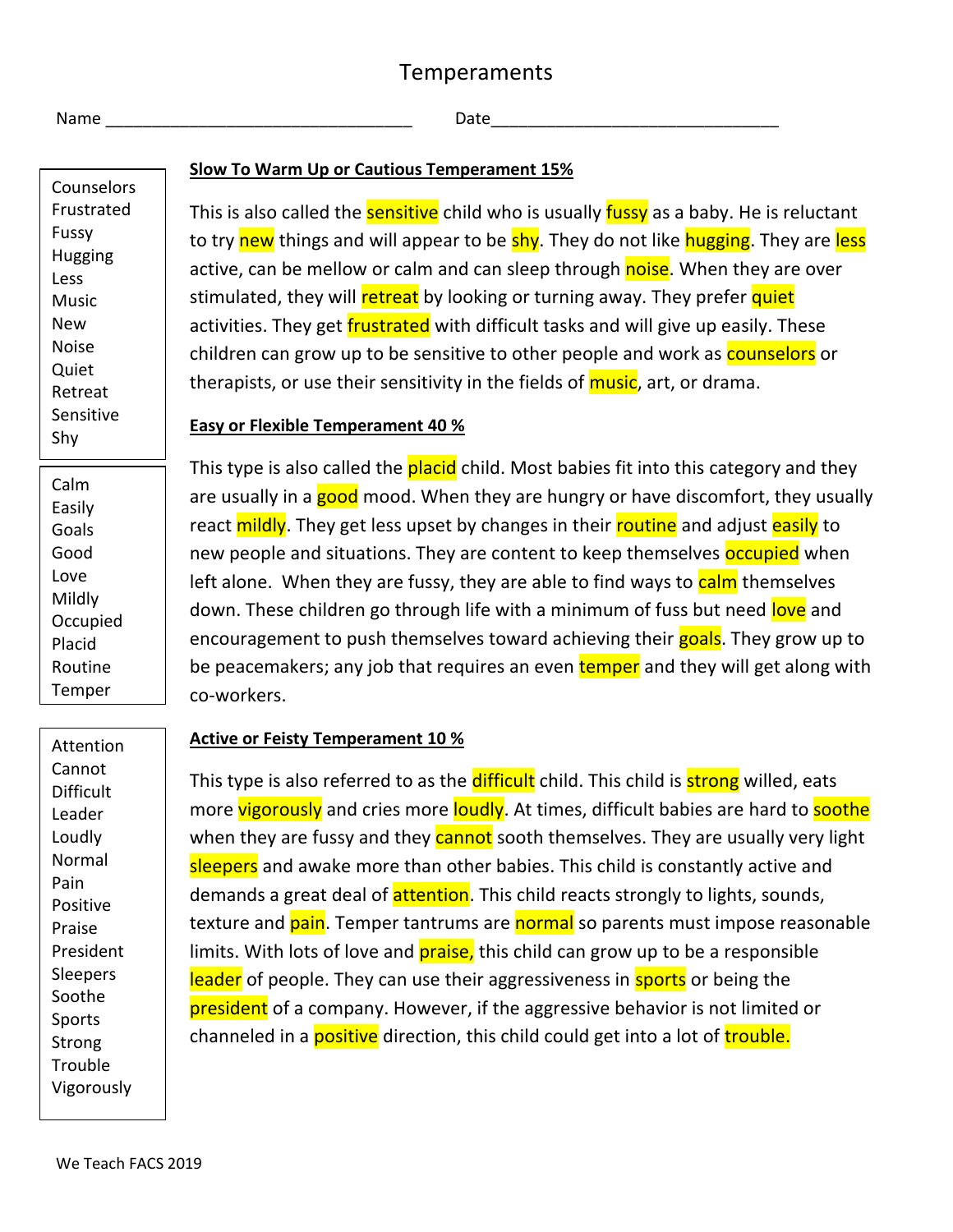# Temperaments

Name ________________________________ Date______________________________

Counselors
Frustrated
Fussy
Hugging
Less
Music
New
Noise
Quiet
Retreat
Sensitive
Shy

## Slow To Warm Up or Cautious Temperament 15%

This is also called the sensitive child who is usually fussy as a baby. He is reluctant to try new things and will appear to be shy. They do not like hugging. They are less active, can be mellow or calm and can sleep through noise. When they are over stimulated, they will retreat by looking or turning away. They prefer quiet activities. They get frustrated with difficult tasks and will give up easily. These children can grow up to be sensitive to other people and work as counselors or therapists, or use their sensitivity in the fields of music, art, or drama.

Calm
Easily
Goals
Good
Love
Mildly
Occupied
Placid
Routine
Temper

## Easy or Flexible Temperament 40 %

This type is also called the placid child. Most babies fit into this category and they are usually in a good mood. When they are hungry or have discomfort, they usually react mildly. They get less upset by changes in their routine and adjust easily to new people and situations. They are content to keep themselves occupied when left alone. When they are fussy, they are able to find ways to calm themselves down. These children go through life with a minimum of fuss but need love and encouragement to push themselves toward achieving their goals. They grow up to be peacemakers; any job that requires an even temper and they will get along with co-workers.

Attention
Cannot
Difficult
Leader
Loudly
Normal
Pain
Positive
Praise
President
Sleepers
Soothe
Sports
Strong
Trouble
Vigorously

## Active or Feisty Temperament 10 %

This type is also referred to as the difficult child. This child is strong willed, eats more vigorously and cries more loudly. At times, difficult babies are hard to soothe when they are fussy and they cannot sooth themselves. They are usually very light sleepers and awake more than other babies. This child is constantly active and demands a great deal of attention. This child reacts strongly to lights, sounds, texture and pain. Temper tantrums are normal so parents must impose reasonable limits. With lots of love and praise, this child can grow up to be a responsible leader of people. They can use their aggressiveness in sports or being the president of a company. However, if the aggressive behavior is not limited or channeled in a positive direction, this child could get into a lot of trouble.

We Teach FACS 2019